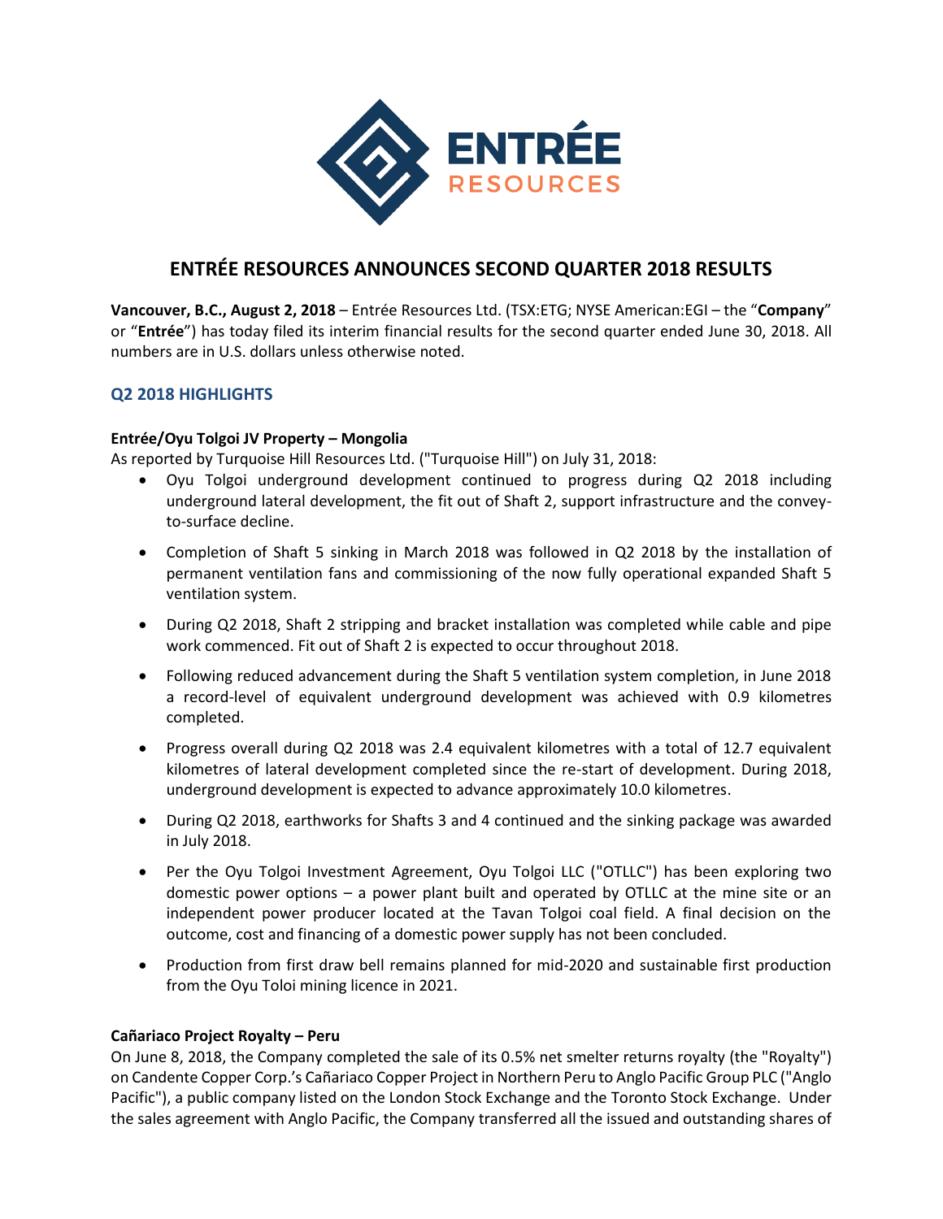# ENTRÉE RESOURCES ANNOUNCES SECOND QUARTER 2018 RESULTS

**Vancouver, B.C., August 2, 2018** – Entrée Resources Ltd. (TSX:ETG; NYSE American:EGI – the "**Company**" or "**Entrée**") has today filed its interim financial results for the second quarter ended June 30, 2018. All numbers are in U.S. dollars unless otherwise noted.

## Q2 2018 HIGHLIGHTS

**Entrée/Oyu Tolgoi JV Property – Mongolia**

As reported by Turquoise Hill Resources Ltd. ("Turquoise Hill") on July 31, 2018:

- Oyu Tolgoi underground development continued to progress during Q2 2018 including underground lateral development, the fit out of Shaft 2, support infrastructure and the convey-to-surface decline.
- Completion of Shaft 5 sinking in March 2018 was followed in Q2 2018 by the installation of permanent ventilation fans and commissioning of the now fully operational expanded Shaft 5 ventilation system.
- During Q2 2018, Shaft 2 stripping and bracket installation was completed while cable and pipe work commenced. Fit out of Shaft 2 is expected to occur throughout 2018.
- Following reduced advancement during the Shaft 5 ventilation system completion, in June 2018 a record-level of equivalent underground development was achieved with 0.9 kilometres completed.
- Progress overall during Q2 2018 was 2.4 equivalent kilometres with a total of 12.7 equivalent kilometres of lateral development completed since the re-start of development. During 2018, underground development is expected to advance approximately 10.0 kilometres.
- During Q2 2018, earthworks for Shafts 3 and 4 continued and the sinking package was awarded in July 2018.
- Per the Oyu Tolgoi Investment Agreement, Oyu Tolgoi LLC ("OTLLC") has been exploring two domestic power options – a power plant built and operated by OTLLC at the mine site or an independent power producer located at the Tavan Tolgoi coal field. A final decision on the outcome, cost and financing of a domestic power supply has not been concluded.
- Production from first draw bell remains planned for mid-2020 and sustainable first production from the Oyu Toloi mining licence in 2021.

**Cañariaco Project Royalty – Peru**

On June 8, 2018, the Company completed the sale of its 0.5% net smelter returns royalty (the "Royalty") on Candente Copper Corp.'s Cañariaco Copper Project in Northern Peru to Anglo Pacific Group PLC ("Anglo Pacific"), a public company listed on the London Stock Exchange and the Toronto Stock Exchange. Under the sales agreement with Anglo Pacific, the Company transferred all the issued and outstanding shares of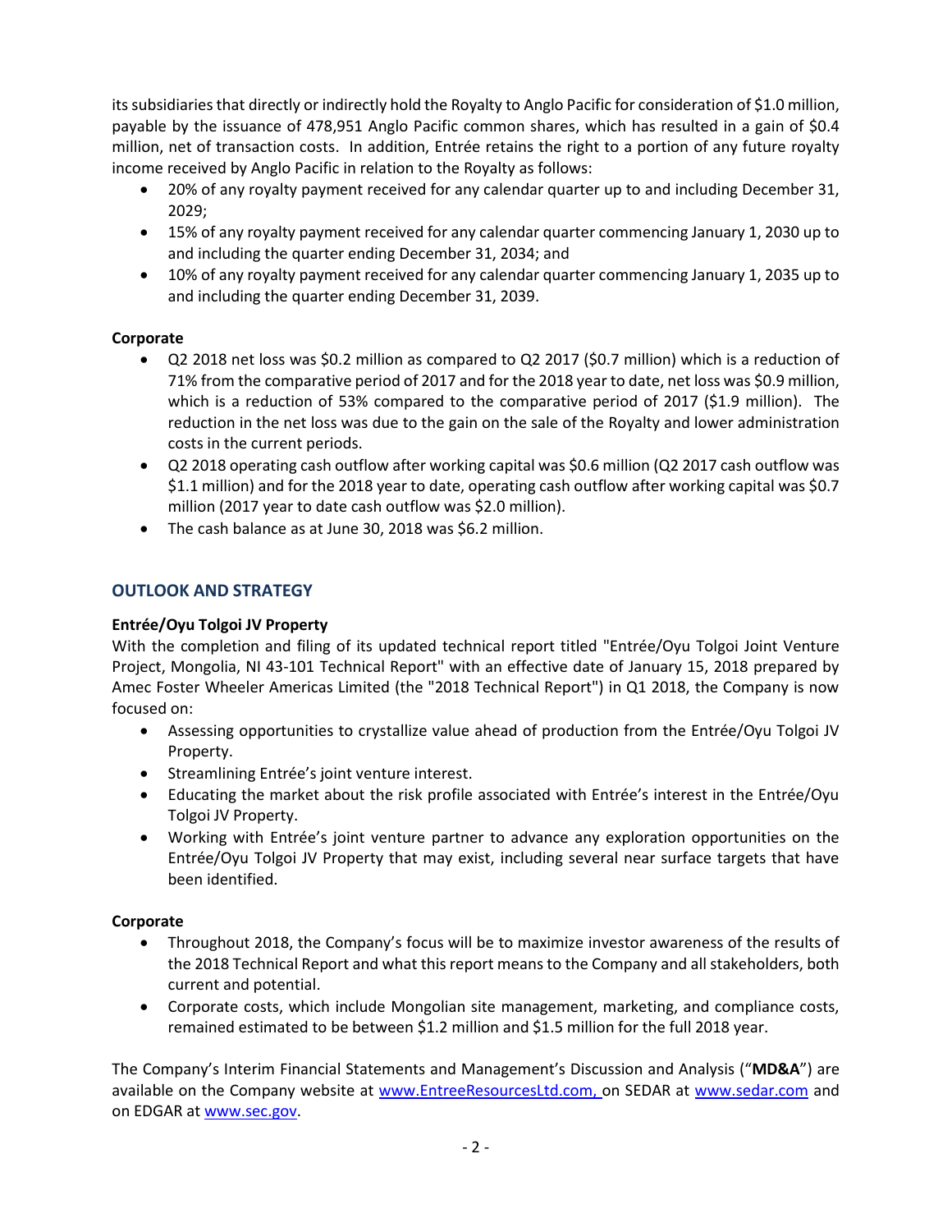its subsidiaries that directly or indirectly hold the Royalty to Anglo Pacific for consideration of $1.0 million, payable by the issuance of 478,951 Anglo Pacific common shares, which has resulted in a gain of $0.4 million, net of transaction costs. In addition, Entrée retains the right to a portion of any future royalty income received by Anglo Pacific in relation to the Royalty as follows:

- 20% of any royalty payment received for any calendar quarter up to and including December 31, 2029;
- 15% of any royalty payment received for any calendar quarter commencing January 1, 2030 up to and including the quarter ending December 31, 2034; and
- 10% of any royalty payment received for any calendar quarter commencing January 1, 2035 up to and including the quarter ending December 31, 2039.

**Corporate**

- Q2 2018 net loss was $0.2 million as compared to Q2 2017 ($0.7 million) which is a reduction of 71% from the comparative period of 2017 and for the 2018 year to date, net loss was $0.9 million, which is a reduction of 53% compared to the comparative period of 2017 ($1.9 million). The reduction in the net loss was due to the gain on the sale of the Royalty and lower administration costs in the current periods.
- Q2 2018 operating cash outflow after working capital was $0.6 million (Q2 2017 cash outflow was $1.1 million) and for the 2018 year to date, operating cash outflow after working capital was $0.7 million (2017 year to date cash outflow was $2.0 million).
- The cash balance as at June 30, 2018 was $6.2 million.

## OUTLOOK AND STRATEGY

**Entrée/Oyu Tolgoi JV Property**

With the completion and filing of its updated technical report titled "Entrée/Oyu Tolgoi Joint Venture Project, Mongolia, NI 43-101 Technical Report" with an effective date of January 15, 2018 prepared by Amec Foster Wheeler Americas Limited (the "2018 Technical Report") in Q1 2018, the Company is now focused on:

- Assessing opportunities to crystallize value ahead of production from the Entrée/Oyu Tolgoi JV Property.
- Streamlining Entrée's joint venture interest.
- Educating the market about the risk profile associated with Entrée's interest in the Entrée/Oyu Tolgoi JV Property.
- Working with Entrée's joint venture partner to advance any exploration opportunities on the Entrée/Oyu Tolgoi JV Property that may exist, including several near surface targets that have been identified.

**Corporate**

- Throughout 2018, the Company's focus will be to maximize investor awareness of the results of the 2018 Technical Report and what this report means to the Company and all stakeholders, both current and potential.
- Corporate costs, which include Mongolian site management, marketing, and compliance costs, remained estimated to be between $1.2 million and $1.5 million for the full 2018 year.

The Company's Interim Financial Statements and Management's Discussion and Analysis ("**MD&A**") are available on the Company website at www.EntreeResourcesLtd.com, on SEDAR at www.sedar.com and on EDGAR at www.sec.gov.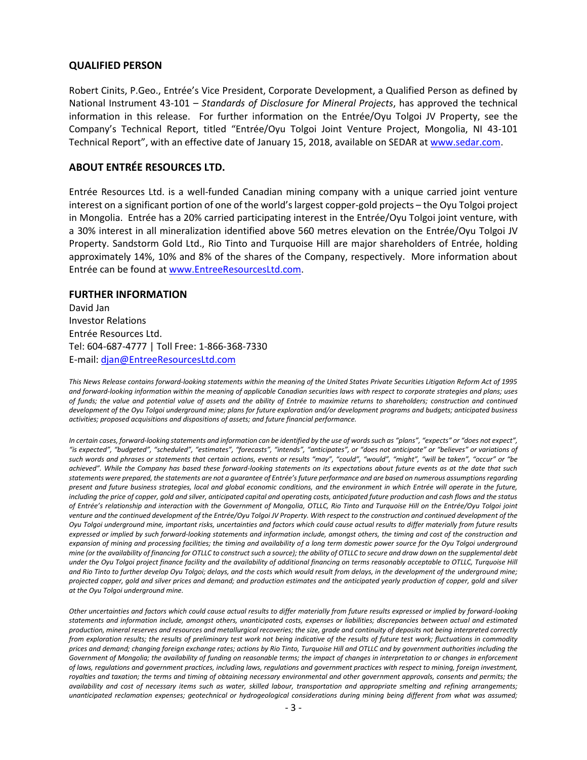## QUALIFIED PERSON

Robert Cinits, P.Geo., Entrée's Vice President, Corporate Development, a Qualified Person as defined by National Instrument 43-101 – *Standards of Disclosure for Mineral Projects*, has approved the technical information in this release. For further information on the Entrée/Oyu Tolgoi JV Property, see the Company's Technical Report, titled "Entrée/Oyu Tolgoi Joint Venture Project, Mongolia, NI 43-101 Technical Report", with an effective date of January 15, 2018, available on SEDAR at www.sedar.com.

## ABOUT ENTRÉE RESOURCES LTD.

Entrée Resources Ltd. is a well-funded Canadian mining company with a unique carried joint venture interest on a significant portion of one of the world's largest copper-gold projects – the Oyu Tolgoi project in Mongolia. Entrée has a 20% carried participating interest in the Entrée/Oyu Tolgoi joint venture, with a 30% interest in all mineralization identified above 560 metres elevation on the Entrée/Oyu Tolgoi JV Property. Sandstorm Gold Ltd., Rio Tinto and Turquoise Hill are major shareholders of Entrée, holding approximately 14%, 10% and 8% of the shares of the Company, respectively. More information about Entrée can be found at www.EntreeResourcesLtd.com.

## FURTHER INFORMATION

David Jan
Investor Relations
Entrée Resources Ltd.
Tel: 604-687-4777 | Toll Free: 1-866-368-7330
E-mail: djan@EntreeResourcesLtd.com

*This News Release contains forward-looking statements within the meaning of the United States Private Securities Litigation Reform Act of 1995 and forward-looking information within the meaning of applicable Canadian securities laws with respect to corporate strategies and plans; uses of funds; the value and potential value of assets and the ability of Entrée to maximize returns to shareholders; construction and continued development of the Oyu Tolgoi underground mine; plans for future exploration and/or development programs and budgets; anticipated business activities; proposed acquisitions and dispositions of assets; and future financial performance.*

*In certain cases, forward-looking statements and information can be identified by the use of words such as "plans", "expects" or "does not expect", "is expected", "budgeted", "scheduled", "estimates", "forecasts", "intends", "anticipates", or "does not anticipate" or "believes" or variations of such words and phrases or statements that certain actions, events or results "may", "could", "would", "might", "will be taken", "occur" or "be achieved". While the Company has based these forward-looking statements on its expectations about future events as at the date that such statements were prepared, the statements are not a guarantee of Entrée's future performance and are based on numerous assumptions regarding present and future business strategies, local and global economic conditions, and the environment in which Entrée will operate in the future, including the price of copper, gold and silver, anticipated capital and operating costs, anticipated future production and cash flows and the status of Entrée's relationship and interaction with the Government of Mongolia, OTLLC, Rio Tinto and Turquoise Hill on the Entrée/Oyu Tolgoi joint venture and the continued development of the Entrée/Oyu Tolgoi JV Property. With respect to the construction and continued development of the Oyu Tolgoi underground mine, important risks, uncertainties and factors which could cause actual results to differ materially from future results expressed or implied by such forward-looking statements and information include, amongst others, the timing and cost of the construction and expansion of mining and processing facilities; the timing and availability of a long term domestic power source for the Oyu Tolgoi underground mine (or the availability of financing for OTLLC to construct such a source); the ability of OTLLC to secure and draw down on the supplemental debt under the Oyu Tolgoi project finance facility and the availability of additional financing on terms reasonably acceptable to OTLLC, Turquoise Hill and Rio Tinto to further develop Oyu Tolgoi; delays, and the costs which would result from delays, in the development of the underground mine; projected copper, gold and silver prices and demand; and production estimates and the anticipated yearly production of copper, gold and silver at the Oyu Tolgoi underground mine.*

*Other uncertainties and factors which could cause actual results to differ materially from future results expressed or implied by forward-looking statements and information include, amongst others, unanticipated costs, expenses or liabilities; discrepancies between actual and estimated production, mineral reserves and resources and metallurgical recoveries; the size, grade and continuity of deposits not being interpreted correctly from exploration results; the results of preliminary test work not being indicative of the results of future test work; fluctuations in commodity prices and demand; changing foreign exchange rates; actions by Rio Tinto, Turquoise Hill and OTLLC and by government authorities including the Government of Mongolia; the availability of funding on reasonable terms; the impact of changes in interpretation to or changes in enforcement of laws, regulations and government practices, including laws, regulations and government practices with respect to mining, foreign investment, royalties and taxation; the terms and timing of obtaining necessary environmental and other government approvals, consents and permits; the availability and cost of necessary items such as water, skilled labour, transportation and appropriate smelting and refining arrangements; unanticipated reclamation expenses; geotechnical or hydrogeological considerations during mining being different from what was assumed;*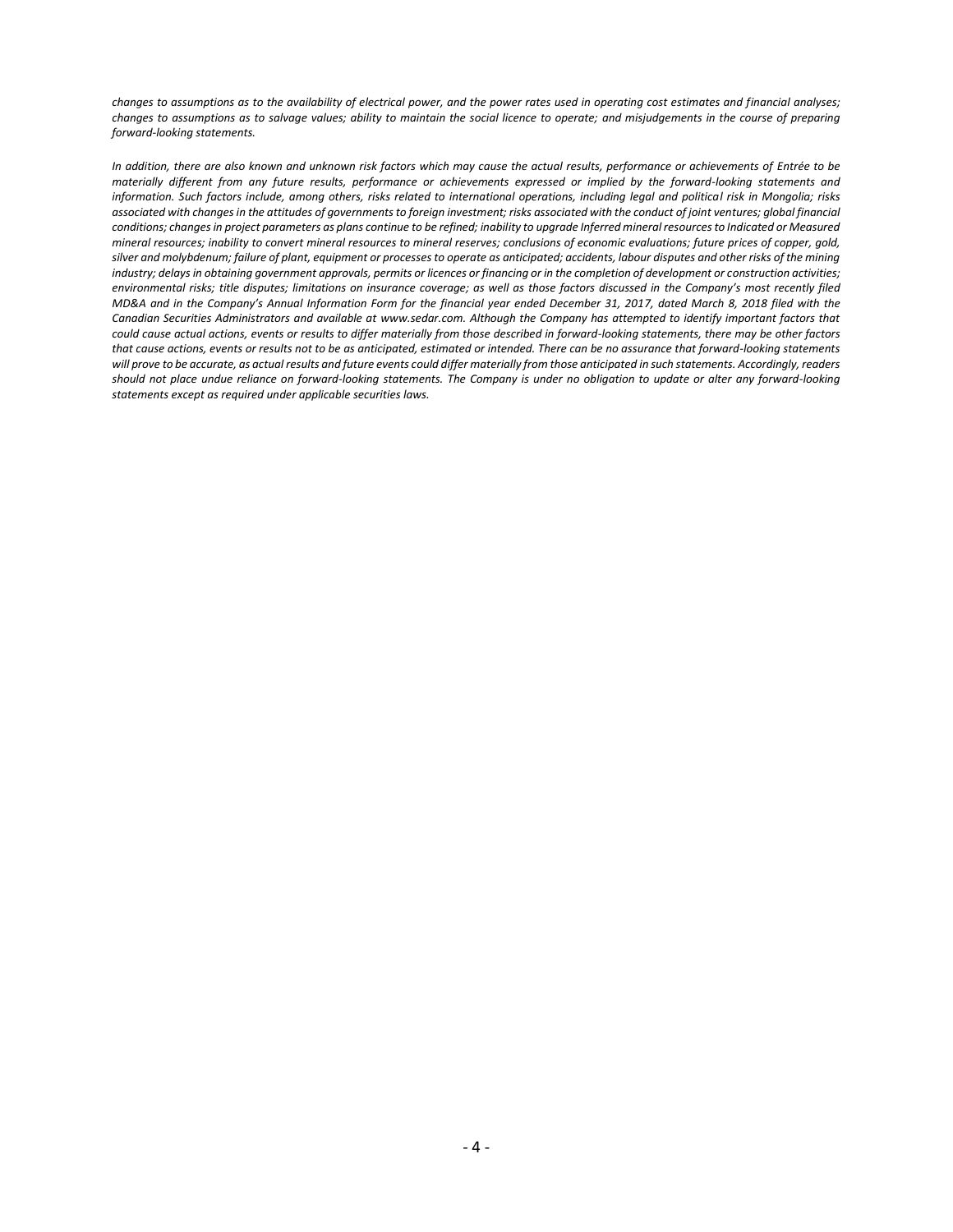*changes to assumptions as to the availability of electrical power, and the power rates used in operating cost estimates and financial analyses; changes to assumptions as to salvage values; ability to maintain the social licence to operate; and misjudgements in the course of preparing forward-looking statements.*

*In addition, there are also known and unknown risk factors which may cause the actual results, performance or achievements of Entrée to be materially different from any future results, performance or achievements expressed or implied by the forward-looking statements and information. Such factors include, among others, risks related to international operations, including legal and political risk in Mongolia; risks associated with changes in the attitudes of governments to foreign investment; risks associated with the conduct of joint ventures; global financial conditions; changes in project parameters as plans continue to be refined; inability to upgrade Inferred mineral resources to Indicated or Measured mineral resources; inability to convert mineral resources to mineral reserves; conclusions of economic evaluations; future prices of copper, gold, silver and molybdenum; failure of plant, equipment or processes to operate as anticipated; accidents, labour disputes and other risks of the mining industry; delays in obtaining government approvals, permits or licences or financing or in the completion of development or construction activities; environmental risks; title disputes; limitations on insurance coverage; as well as those factors discussed in the Company's most recently filed MD&A and in the Company's Annual Information Form for the financial year ended December 31, 2017, dated March 8, 2018 filed with the Canadian Securities Administrators and available at www.sedar.com. Although the Company has attempted to identify important factors that could cause actual actions, events or results to differ materially from those described in forward-looking statements, there may be other factors that cause actions, events or results not to be as anticipated, estimated or intended. There can be no assurance that forward-looking statements will prove to be accurate, as actual results and future events could differ materially from those anticipated in such statements. Accordingly, readers should not place undue reliance on forward-looking statements. The Company is under no obligation to update or alter any forward-looking statements except as required under applicable securities laws.*